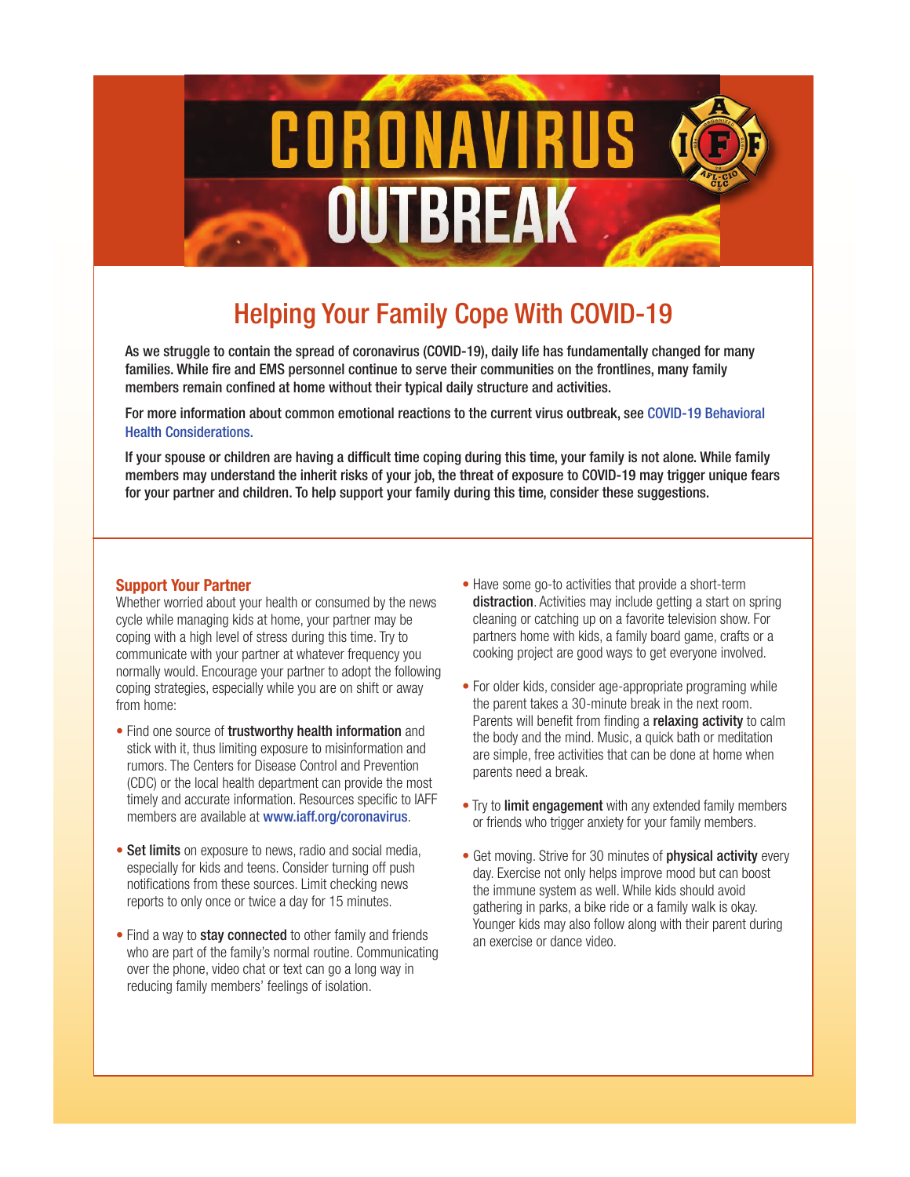# CORONAVIRUS OUTBREAK

## Helping Your Family Cope With COVID-19

As we struggle to contain the spread of coronavirus (COVID-19), daily life has fundamentally changed for many families. While fire and EMS personnel continue to serve their communities on the frontlines, many family members remain confined at home without their typical daily structure and activities.

For more information about common emotional reactions to the current virus outbreak, see COVID-19 Behavioral Health Considerations.

If your spouse or children are having a difficult time coping during this time, your family is not alone. While family members may understand the inherit risks of your job, the threat of exposure to COVID-19 may trigger unique fears for your partner and children. To help support your family during this time, consider these suggestions.

### Support Your Partner

Whether worried about your health or consumed by the news cycle while managing kids at home, your partner may be coping with a high level of stress during this time. Try to communicate with your partner at whatever frequency you normally would. Encourage your partner to adopt the following coping strategies, especially while you are on shift or away from home:

- Find one source of **trustworthy health information** and stick with it, thus limiting exposure to misinformation and rumors. The Centers for Disease Control and Prevention (CDC) or the local health department can provide the most timely and accurate information. Resources specific to IAFF members are available at www.iaff.org/coronavirus.
- **Set limits** on exposure to news, radio and social media, especially for kids and teens. Consider turning off push notifications from these sources. Limit checking news reports to only once or twice a day for 15 minutes.
- Find a way to **stay connected** to other family and friends who are part of the family's normal routine. Communicating over the phone, video chat or text can go a long way in reducing family members' feelings of isolation.
- Have some go-to activities that provide a short-term **distraction**. Activities may include getting a start on spring cleaning or catching up on a favorite television show. For partners home with kids, a family board game, crafts or a cooking project are good ways to get everyone involved.
- For older kids, consider age-appropriate programing while the parent takes a 30-minute break in the next room. Parents will benefit from finding a **relaxing activity** to calm the body and the mind. Music, a quick bath or meditation are simple, free activities that can be done at home when parents need a break.
- Try to **limit engagement** with any extended family members or friends who trigger anxiety for your family members.
- Get moving. Strive for 30 minutes of **physical activity** every day. Exercise not only helps improve mood but can boost the immune system as well. While kids should avoid gathering in parks, a bike ride or a family walk is okay. Younger kids may also follow along with their parent during an exercise or dance video.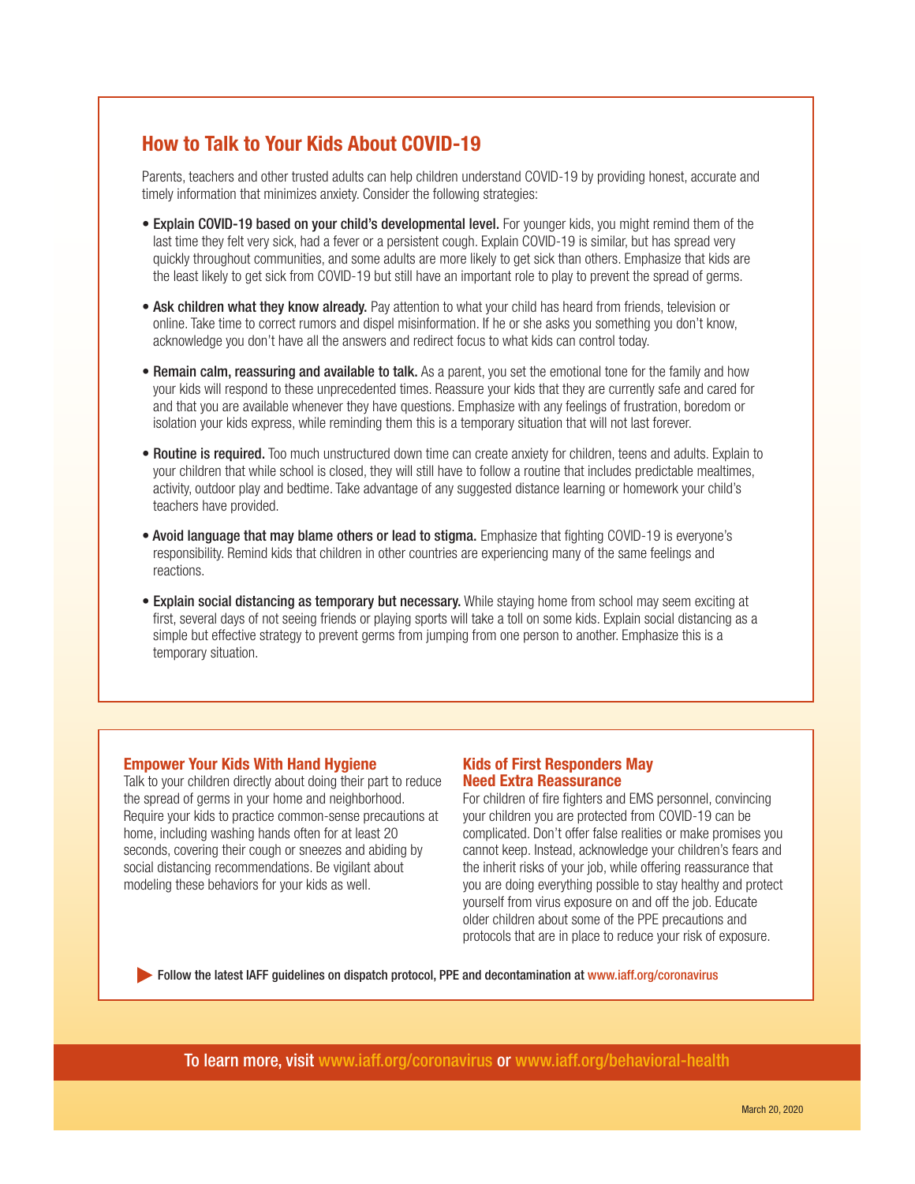## How to Talk to Your Kids About COVID-19

Parents, teachers and other trusted adults can help children understand COVID-19 by providing honest, accurate and timely information that minimizes anxiety. Consider the following strategies:

- **Explain COVID-19 based on your child's developmental level.** For younger kids, you might remind them of the last time they felt very sick, had a fever or a persistent cough. Explain COVID-19 is similar, but has spread very quickly throughout communities, and some adults are more likely to get sick than others. Emphasize that kids are the least likely to get sick from COVID-19 but still have an important role to play to prevent the spread of germs.

- **Ask children what they know already.** Pay attention to what your child has heard from friends, television or online. Take time to correct rumors and dispel misinformation. If he or she asks you something you don't know, acknowledge you don't have all the answers and redirect focus to what kids can control today.

- **Remain calm, reassuring and available to talk.** As a parent, you set the emotional tone for the family and how your kids will respond to these unprecedented times. Reassure your kids that they are currently safe and cared for and that you are available whenever they have questions. Emphasize with any feelings of frustration, boredom or isolation your kids express, while reminding them this is a temporary situation that will not last forever.

- **Routine is required.** Too much unstructured down time can create anxiety for children, teens and adults. Explain to your children that while school is closed, they will still have to follow a routine that includes predictable mealtimes, activity, outdoor play and bedtime. Take advantage of any suggested distance learning or homework your child's teachers have provided.

- **Avoid language that may blame others or lead to stigma.** Emphasize that fighting COVID-19 is everyone's responsibility. Remind kids that children in other countries are experiencing many of the same feelings and reactions.

- **Explain social distancing as temporary but necessary.** While staying home from school may seem exciting at first, several days of not seeing friends or playing sports will take a toll on some kids. Explain social distancing as a simple but effective strategy to prevent germs from jumping from one person to another. Emphasize this is a temporary situation.

### Empower Your Kids With Hand Hygiene

Talk to your children directly about doing their part to reduce the spread of germs in your home and neighborhood. Require your kids to practice common-sense precautions at home, including washing hands often for at least 20 seconds, covering their cough or sneezes and abiding by social distancing recommendations. Be vigilant about modeling these behaviors for your kids as well.

### Kids of First Responders May Need Extra Reassurance

For children of fire fighters and EMS personnel, convincing your children you are protected from COVID-19 can be complicated. Don't offer false realities or make promises you cannot keep. Instead, acknowledge your children's fears and the inherit risks of your job, while offering reassurance that you are doing everything possible to stay healthy and protect yourself from virus exposure on and off the job. Educate older children about some of the PPE precautions and protocols that are in place to reduce your risk of exposure.

▶ Follow the latest IAFF guidelines on dispatch protocol, PPE and decontamination at www.iaff.org/coronavirus

To learn more, visit www.iaff.org/coronavirus or www.iaff.org/behavioral-health

March 20, 2020